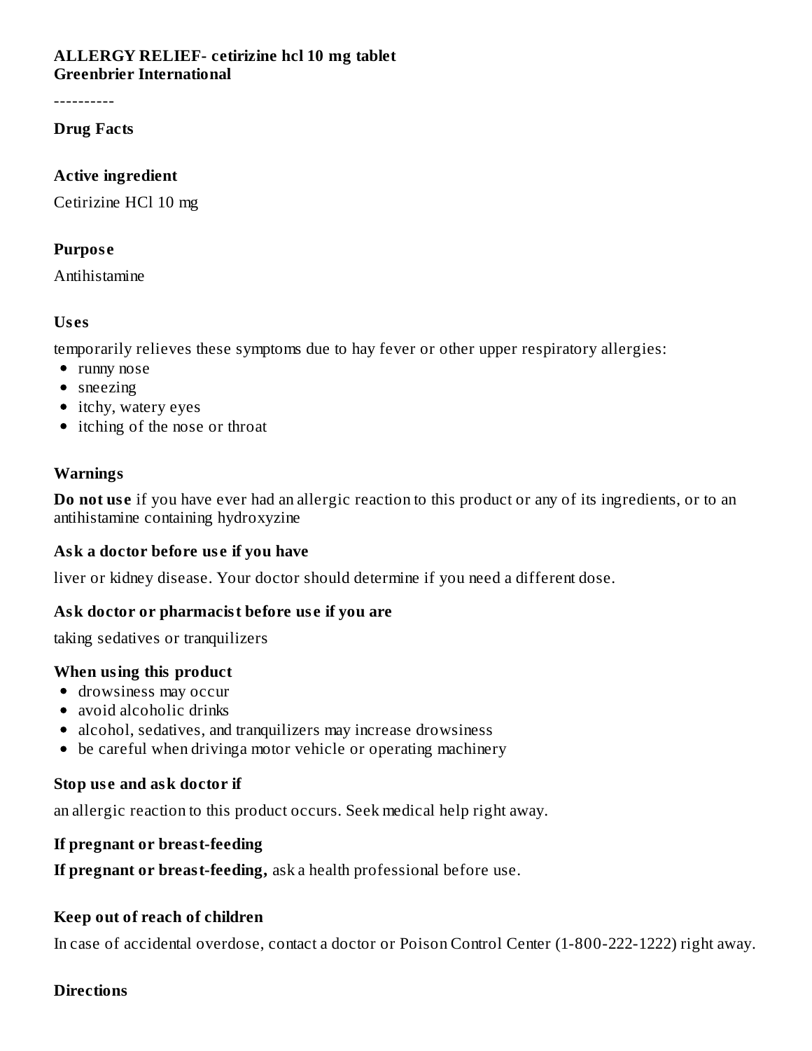**ALLERGY RELIEF- cetirizine hcl 10 mg tablet**
**Greenbrier International**

----------

## Drug Facts

### Active ingredient

Cetirizine HCl 10 mg

### Purpose

Antihistamine

### Uses

temporarily relieves these symptoms due to hay fever or other upper respiratory allergies:

- runny nose
- sneezing
- itchy, watery eyes
- itching of the nose or throat

### Warnings

**Do not use** if you have ever had an allergic reaction to this product or any of its ingredients, or to an antihistamine containing hydroxyzine

#### Ask a doctor before use if you have

liver or kidney disease. Your doctor should determine if you need a different dose.

#### Ask doctor or pharmacist before use if you are

taking sedatives or tranquilizers

#### When using this product

- drowsiness may occur
- avoid alcoholic drinks
- alcohol, sedatives, and tranquilizers may increase drowsiness
- be careful when drivinga motor vehicle or operating machinery

#### Stop use and ask doctor if

an allergic reaction to this product occurs. Seek medical help right away.

#### If pregnant or breast-feeding

**If pregnant or breast-feeding,** ask a health professional before use.

### Keep out of reach of children

In case of accidental overdose, contact a doctor or Poison Control Center (1-800-222-1222) right away.

### Directions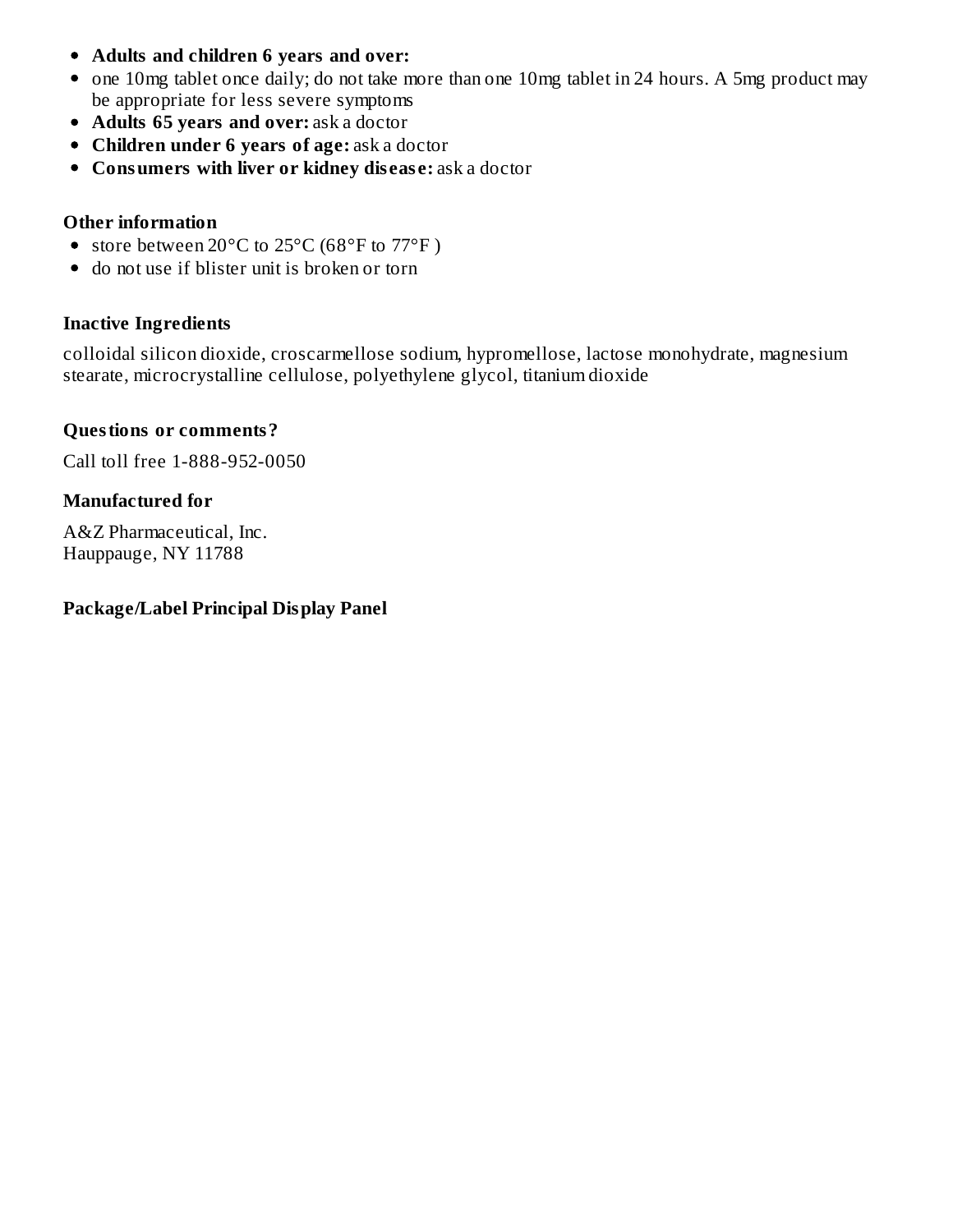- **Adults and children 6 years and over:**
- one 10mg tablet once daily; do not take more than one 10mg tablet in 24 hours. A 5mg product may be appropriate for less severe symptoms
- **Adults 65 years and over:** ask a doctor
- **Children under 6 years of age:** ask a doctor
- **Consumers with liver or kidney disease:** ask a doctor

**Other information**

- store between 20°C to 25°C (68°F to 77°F )
- do not use if blister unit is broken or torn

**Inactive Ingredients**

colloidal silicon dioxide, croscarmellose sodium, hypromellose, lactose monohydrate, magnesium stearate, microcrystalline cellulose, polyethylene glycol, titanium dioxide

**Questions or comments?**

Call toll free 1-888-952-0050

**Manufactured for**

A&Z Pharmaceutical, Inc.
Hauppauge, NY 11788

**Package/Label Principal Display Panel**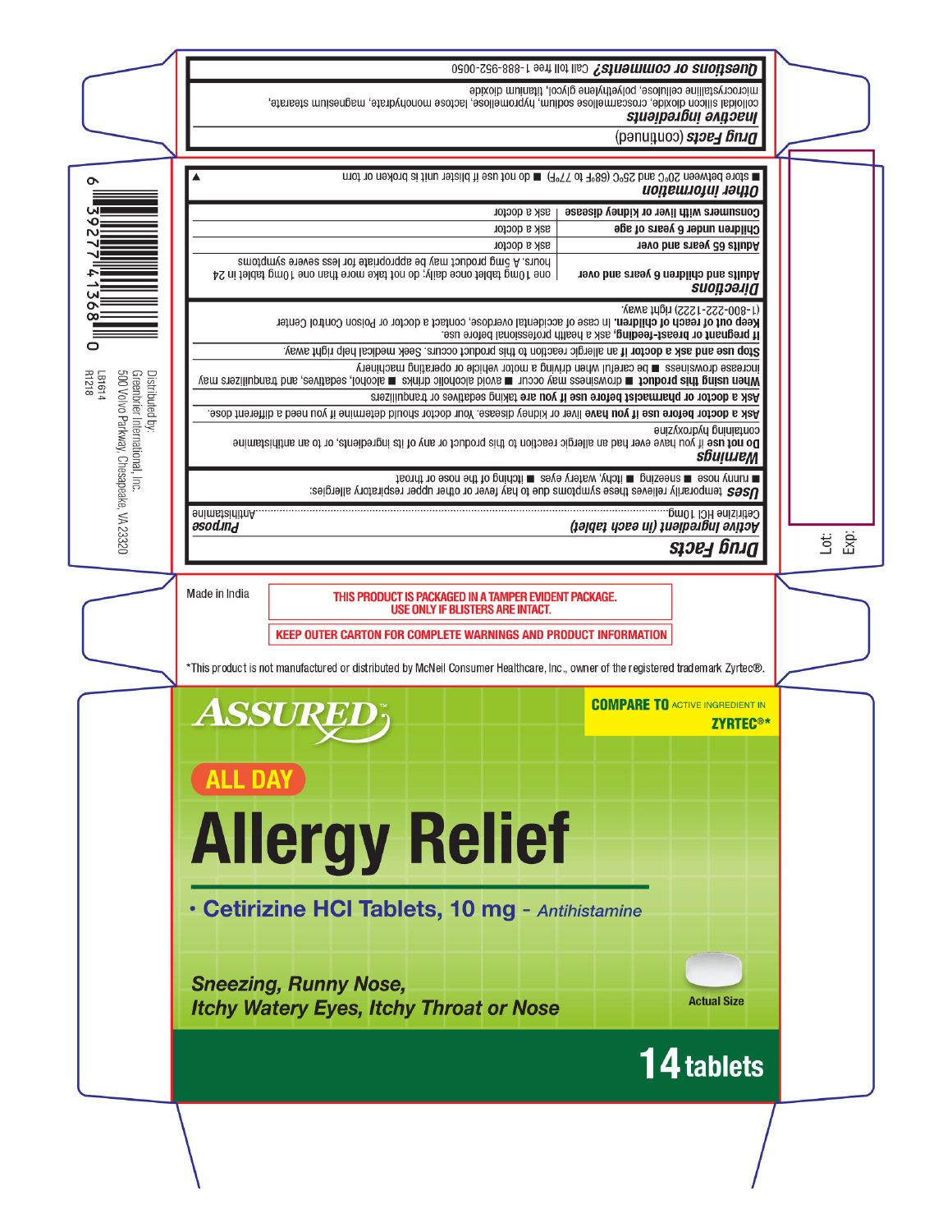## Drug Facts

| Active ingredient (in each tablet) | Purpose |
| --- | --- |
| Cetirizine HCl 10mg | Antihistamine |

**Uses** temporarily relieves these symptoms due to hay fever or other upper respiratory allergies:
- runny nose
- sneezing
- itchy, watery eyes
- itching of the nose or throat

### Warnings

**Do not use** if you have ever had an allergic reaction to this product or any of its ingredients, or to an antihistamine containing hydroxyzine

**Ask a doctor before use if you have** liver or kidney disease. Your doctor should determine if you need a different dose.

**Ask a doctor or pharmacist before use if you are** taking sedatives or tranquilizers

**When using this product**
- drowsiness may occur
- avoid alcoholic drinks
- alcohol, sedatives, and tranquilizers may increase drowsiness
- be careful when driving a motor vehicle or operating machinery

**Stop use and ask a doctor if** an allergic reaction to this product occurs. Seek medical help right away.

**If pregnant or breast-feeding,** ask a health professional before use.

**Keep out of reach of children.** In case of accidental overdose, contact a doctor or Poison Control Center (1-800-222-1222) right away.

### Directions

| | |
| --- | --- |
| Adults and children 6 years and over | one 10mg tablet once daily; do not take more than one 10mg tablet in 24 hours. A 5mg product may be appropriate for less severe symptoms |
| Adults 65 years and over | ask a doctor |
| Children under 6 years of age | ask a doctor |
| Consumers with liver or kidney disease | ask a doctor |

### Other information
- store between 20°C and 25°C (68°F to 77°F)
- do not use if blister unit is broken or torn

## Drug Facts (continued)

### Inactive ingredients
colloidal silicon dioxide, croscarmellose sodium, hypromellose, lactose monohydrate, magnesium stearate, microcrystalline cellulose, polyethylene glycol, titanium dioxide

### Questions or comments?
Call toll free 1-888-952-0050

Distributed by:
Greenbrier International, Inc.
500 Volvo Parkway, Chesapeake, VA 23320

LB1614
R1218

6 39277 41368 0

Lot:
Exp:

Made in India

THIS PRODUCT IS PACKAGED IN A TAMPER EVIDENT PACKAGE.
USE ONLY IF BLISTERS ARE INTACT.

KEEP OUTER CARTON FOR COMPLETE WARNINGS AND PRODUCT INFORMATION

*This product is not manufactured or distributed by McNeil Consumer Healthcare, Inc., owner of the registered trademark Zyrtec®.

ASSURED™

COMPARE TO ACTIVE INGREDIENT IN ZYRTEC®*

ALL DAY

# Allergy Relief

- **Cetirizine HCl Tablets, 10 mg** - *Antihistamine*

***Sneezing, Runny Nose,***
***Itchy Watery Eyes, Itchy Throat or Nose***

Actual Size

**14 tablets**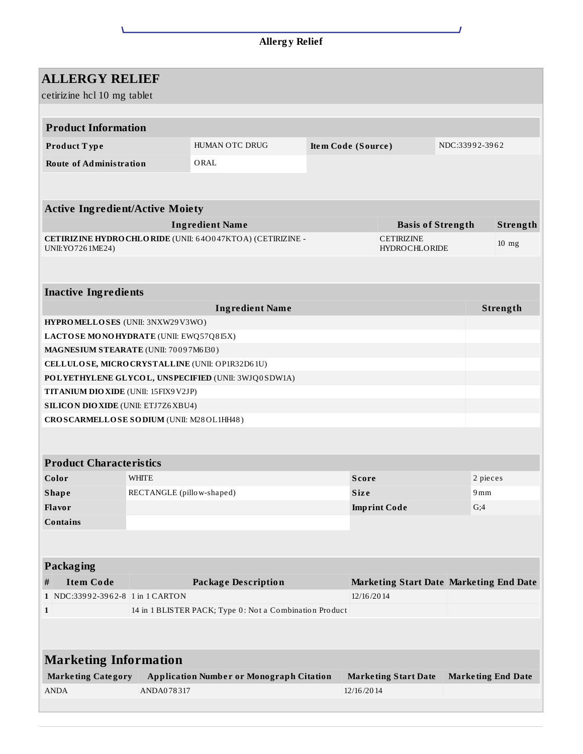# ALLERGY RELIEF

cetirizine hcl 10 mg tablet

## Product Information

| Product Type | HUMAN OTC DRUG | Item Code (Source) | NDC:33992-3962 |
|---|---|---|---|
| Route of Administration | ORAL | | |

## Active Ingredient/Active Moiety

| Ingredient Name | Basis of Strength | Strength |
|---|---|---|
| **CETIRIZINE HYDROCHLORIDE** (UNII: 64O047KTOA) (CETIRIZINE - UNII:YO7261ME24) | CETIRIZINE HYDROCHLORIDE | 10 mg |

## Inactive Ingredients

| Ingredient Name | Strength |
|---|---|
| **HYPROMELLOSES** (UNII: 3NXW29V3WO) | |
| **LACTOSE MONOHYDRATE** (UNII: EWQ57Q8I5X) | |
| **MAGNESIUM STEARATE** (UNII: 70097M6I30) | |
| **CELLULOSE, MICROCRYSTALLINE** (UNII: OP1R32D61U) | |
| **POLYETHYLENE GLYCOL, UNSPECIFIED** (UNII: 3WJQ0SDW1A) | |
| **TITANIUM DIOXIDE** (UNII: 15FIX9V2JP) | |
| **SILICON DIOXIDE** (UNII: ETJ7Z6XBU4) | |
| **CROSCARMELLOSE SODIUM** (UNII: M28OL1HH48) | |

## Product Characteristics

| Color | WHITE | Score | 2 pieces |
|---|---|---|---|
| Shape | RECTANGLE (pillow-shaped) | Size | 9mm |
| Flavor | | Imprint Code | G;4 |
| Contains | | | |

## Packaging

| # | Item Code | Package Description | Marketing Start Date | Marketing End Date |
|---|---|---|---|---|
| 1 | NDC:33992-3962-8 | 1 in 1 CARTON | 12/16/2014 | |
| 1 | | 14 in 1 BLISTER PACK; Type 0: Not a Combination Product | | |

## Marketing Information

| Marketing Category | Application Number or Monograph Citation | Marketing Start Date | Marketing End Date |
|---|---|---|---|
| ANDA | ANDA078317 | 12/16/2014 | |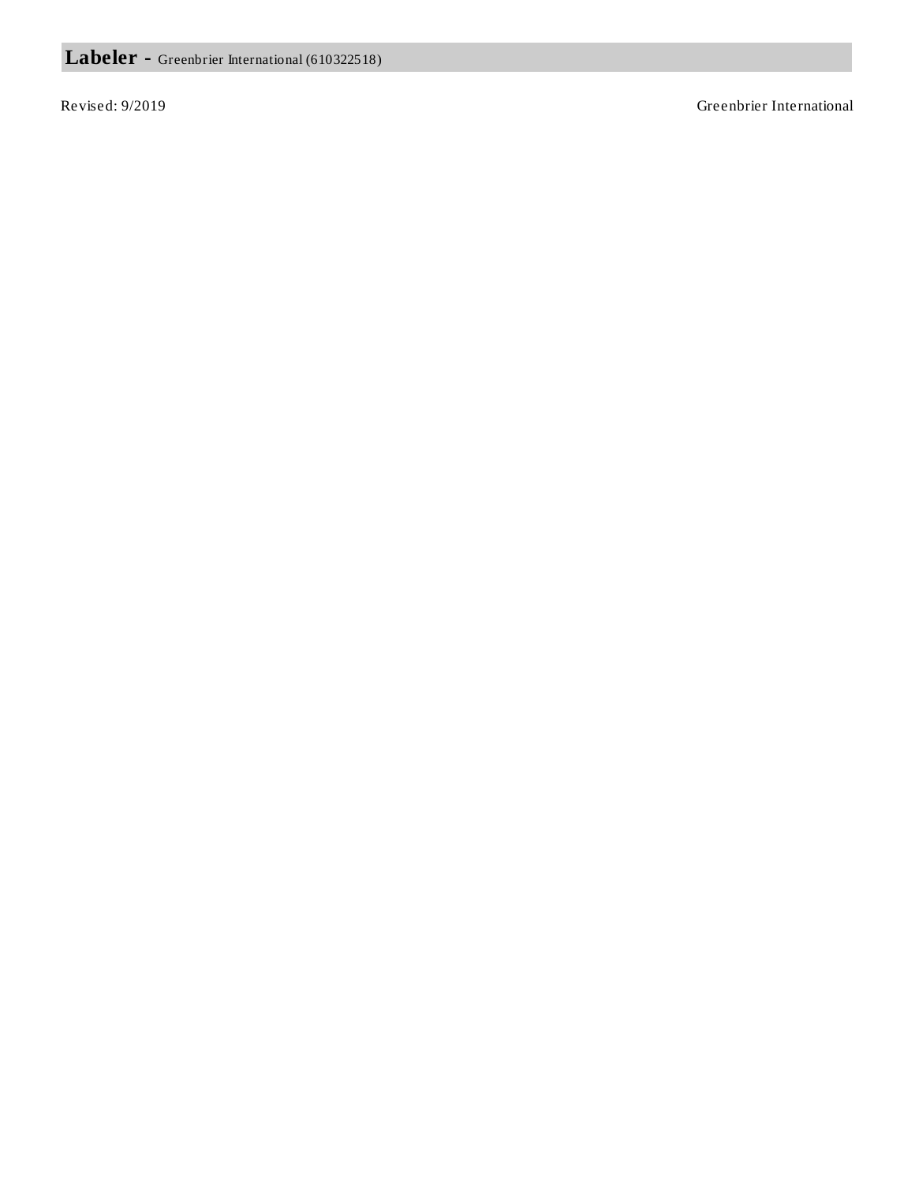**Labeler -** Greenbrier International (610322518)

Revised: 9/2019 Greenbrier International